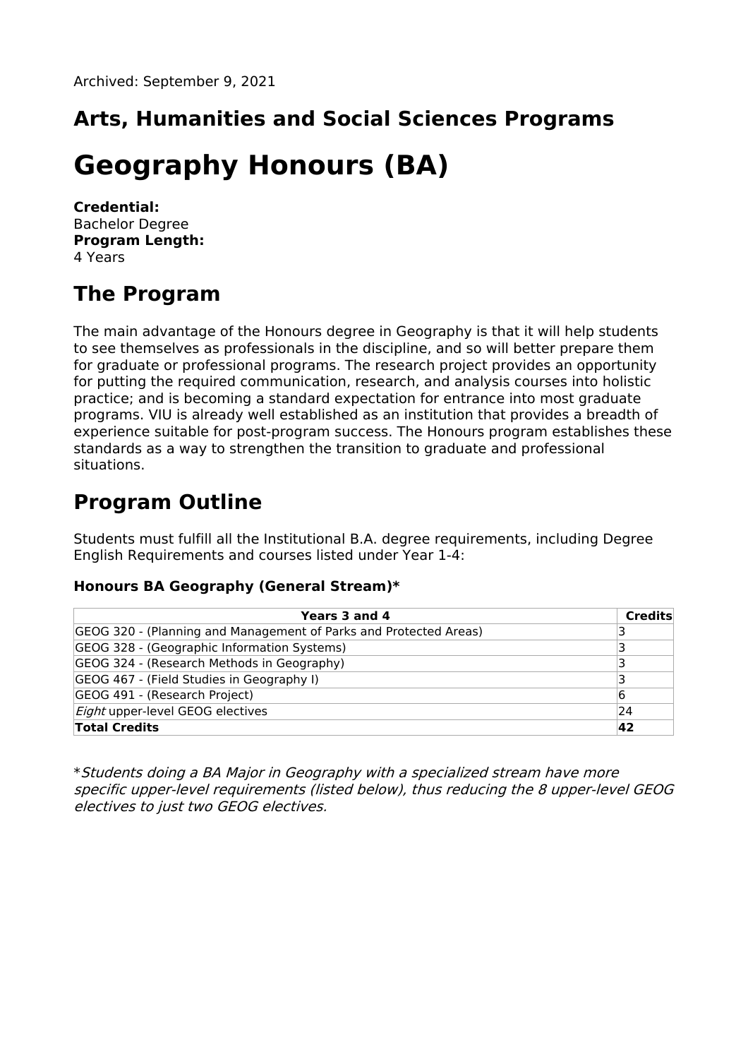Archived: September 9, 2021

## Arts, Humanities and Social Sciences Programs

# Geography Honours (BA)

**Credential:**
Bachelor Degree
**Program Length:**
4 Years

## The Program

The main advantage of the Honours degree in Geography is that it will help students to see themselves as professionals in the discipline, and so will better prepare them for graduate or professional programs. The research project provides an opportunity for putting the required communication, research, and analysis courses into holistic practice; and is becoming a standard expectation for entrance into most graduate programs. VIU is already well established as an institution that provides a breadth of experience suitable for post-program success. The Honours program establishes these standards as a way to strengthen the transition to graduate and professional situations.

## Program Outline

Students must fulfill all the Institutional B.A. degree requirements, including Degree English Requirements and courses listed under Year 1-4:

### Honours BA Geography (General Stream)*

| Years 3 and 4 | Credits |
|---|---|
| GEOG 320 - (Planning and Management of Parks and Protected Areas) | 3 |
| GEOG 328 - (Geographic Information Systems) | 3 |
| GEOG 324 - (Research Methods in Geography) | 3 |
| GEOG 467 - (Field Studies in Geography I) | 3 |
| GEOG 491 - (Research Project) | 6 |
| *Eight* upper-level GEOG electives | 24 |
| **Total Credits** | **42** |

**Students doing a BA Major in Geography with a specialized stream have more specific upper-level requirements (listed below), thus reducing the 8 upper-level GEOG electives to just two GEOG electives.*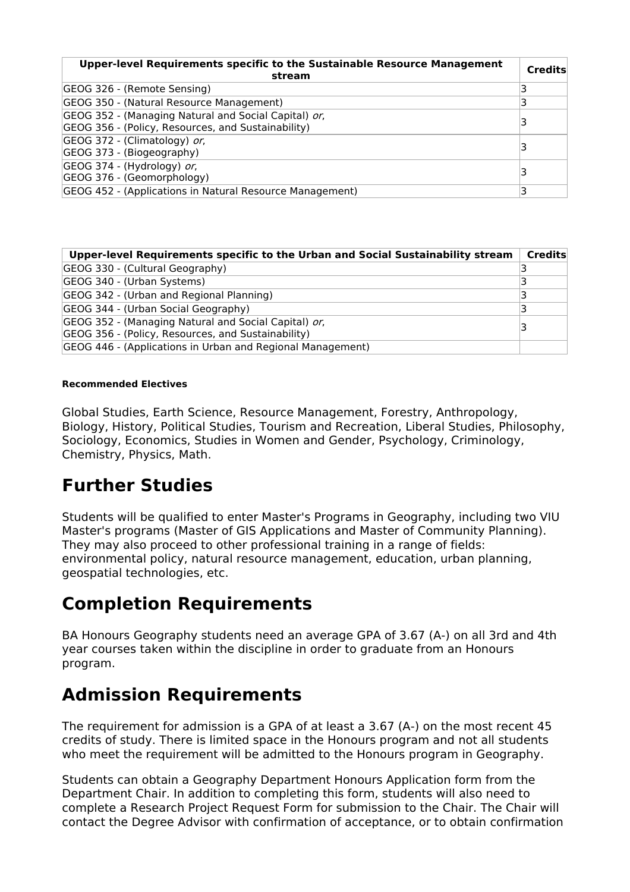| Upper-level Requirements specific to the Sustainable Resource Management stream | Credits |
|---|---|
| GEOG 326 - (Remote Sensing) | 3 |
| GEOG 350 - (Natural Resource Management) | 3 |
| GEOG 352 - (Managing Natural and Social Capital) *or*,<br>GEOG 356 - (Policy, Resources, and Sustainability) | 3 |
| GEOG 372 - (Climatology) *or*,<br>GEOG 373 - (Biogeography) | 3 |
| GEOG 374 - (Hydrology) *or*,<br>GEOG 376 - (Geomorphology) | 3 |
| GEOG 452 - (Applications in Natural Resource Management) | 3 |

| Upper-level Requirements specific to the Urban and Social Sustainability stream | Credits |
|---|---|
| GEOG 330 - (Cultural Geography) | 3 |
| GEOG 340 - (Urban Systems) | 3 |
| GEOG 342 - (Urban and Regional Planning) | 3 |
| GEOG 344 - (Urban Social Geography) | 3 |
| GEOG 352 - (Managing Natural and Social Capital) *or*,<br>GEOG 356 - (Policy, Resources, and Sustainability) | 3 |
| GEOG 446 - (Applications in Urban and Regional Management) | |

**Recommended Electives**

Global Studies, Earth Science, Resource Management, Forestry, Anthropology, Biology, History, Political Studies, Tourism and Recreation, Liberal Studies, Philosophy, Sociology, Economics, Studies in Women and Gender, Psychology, Criminology, Chemistry, Physics, Math.

# Further Studies

Students will be qualified to enter Master's Programs in Geography, including two VIU Master's programs (Master of GIS Applications and Master of Community Planning). They may also proceed to other professional training in a range of fields: environmental policy, natural resource management, education, urban planning, geospatial technologies, etc.

# Completion Requirements

BA Honours Geography students need an average GPA of 3.67 (A-) on all 3rd and 4th year courses taken within the discipline in order to graduate from an Honours program.

# Admission Requirements

The requirement for admission is a GPA of at least a 3.67 (A-) on the most recent 45 credits of study. There is limited space in the Honours program and not all students who meet the requirement will be admitted to the Honours program in Geography.

Students can obtain a Geography Department Honours Application form from the Department Chair. In addition to completing this form, students will also need to complete a Research Project Request Form for submission to the Chair. The Chair will contact the Degree Advisor with confirmation of acceptance, or to obtain confirmation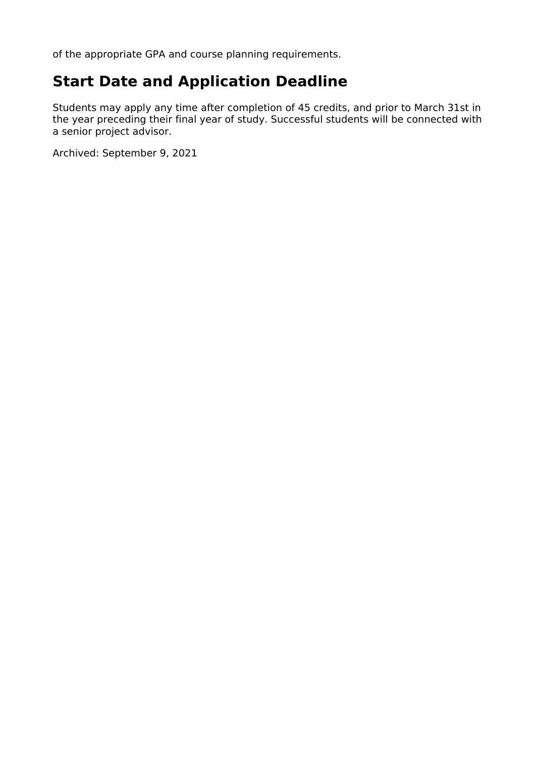of the appropriate GPA and course planning requirements.

## Start Date and Application Deadline

Students may apply any time after completion of 45 credits, and prior to March 31st in the year preceding their final year of study. Successful students will be connected with a senior project advisor.

Archived: September 9, 2021